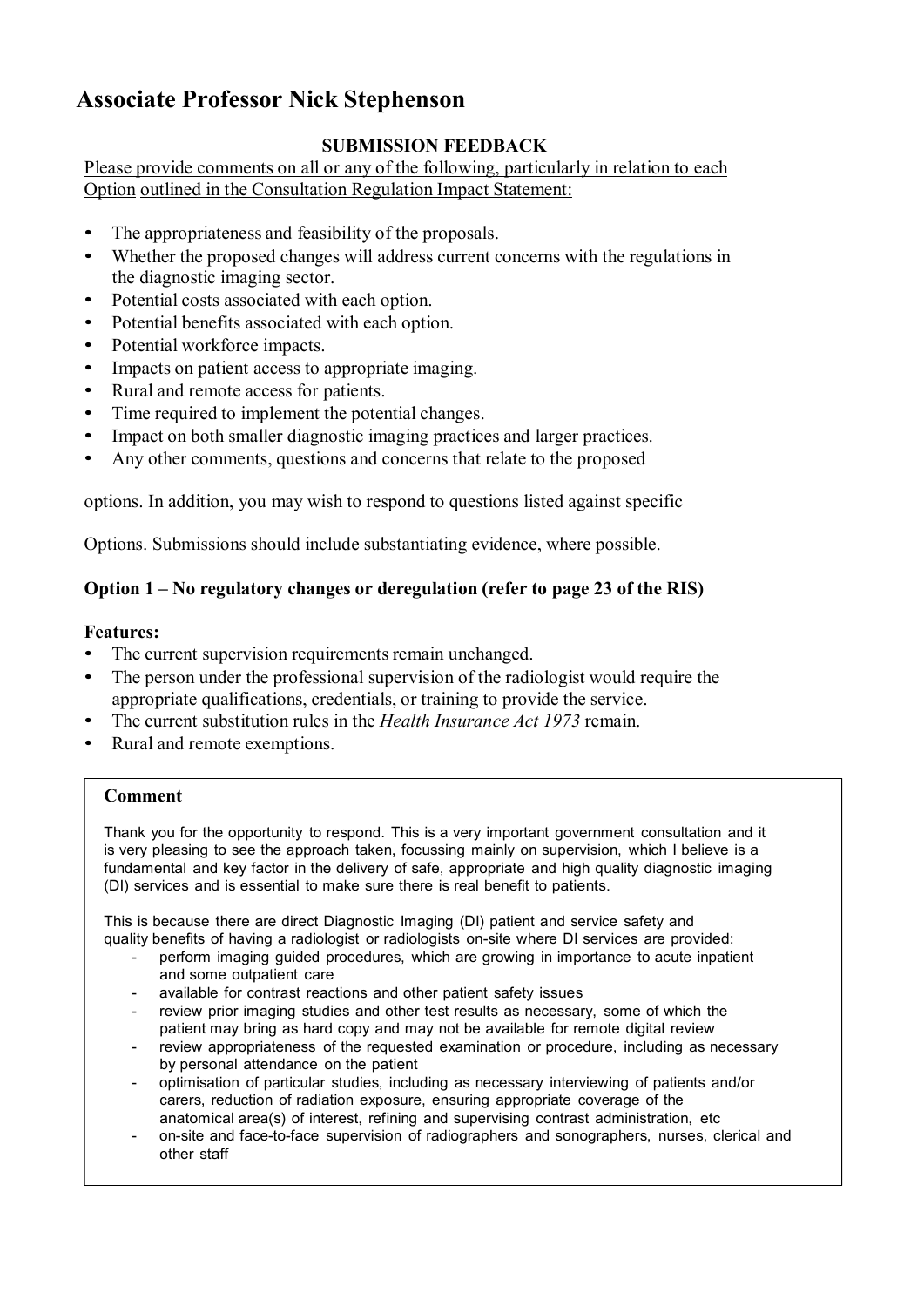# Associate Professor Nick Stephenson

**SUBMISSION FEEDBACK**

Please provide comments on all or any of the following, particularly in relation to each Option outlined in the Consultation Regulation Impact Statement:

- The appropriateness and feasibility of the proposals.
- Whether the proposed changes will address current concerns with the regulations in the diagnostic imaging sector.
- Potential costs associated with each option.
- Potential benefits associated with each option.
- Potential workforce impacts.
- Impacts on patient access to appropriate imaging.
- Rural and remote access for patients.
- Time required to implement the potential changes.
- Impact on both smaller diagnostic imaging practices and larger practices.
- Any other comments, questions and concerns that relate to the proposed

options. In addition, you may wish to respond to questions listed against specific

Options. Submissions should include substantiating evidence, where possible.

### Option 1 – No regulatory changes or deregulation (refer to page 23 of the RIS)

**Features:**

- The current supervision requirements remain unchanged.
- The person under the professional supervision of the radiologist would require the appropriate qualifications, credentials, or training to provide the service.
- The current substitution rules in the *Health Insurance Act 1973* remain.
- Rural and remote exemptions.

**Comment**

Thank you for the opportunity to respond. This is a very important government consultation and it is very pleasing to see the approach taken, focussing mainly on supervision, which I believe is a fundamental and key factor in the delivery of safe, appropriate and high quality diagnostic imaging (DI) services and is essential to make sure there is real benefit to patients.

This is because there are direct Diagnostic Imaging (DI) patient and service safety and quality benefits of having a radiologist or radiologists on-site where DI services are provided:

- perform imaging guided procedures, which are growing in importance to acute inpatient and some outpatient care
- available for contrast reactions and other patient safety issues
- review prior imaging studies and other test results as necessary, some of which the patient may bring as hard copy and may not be available for remote digital review
- review appropriateness of the requested examination or procedure, including as necessary by personal attendance on the patient
- optimisation of particular studies, including as necessary interviewing of patients and/or carers, reduction of radiation exposure, ensuring appropriate coverage of the anatomical area(s) of interest, refining and supervising contrast administration, etc
- on-site and face-to-face supervision of radiographers and sonographers, nurses, clerical and other staff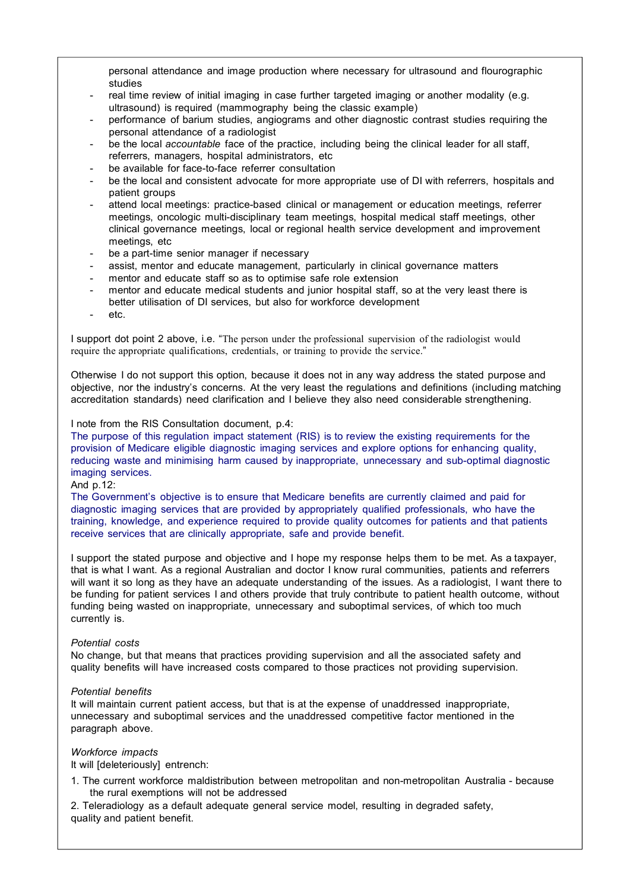personal attendance and image production where necessary for ultrasound and flourographic studies

- real time review of initial imaging in case further targeted imaging or another modality (e.g. ultrasound) is required (mammography being the classic example)
- performance of barium studies, angiograms and other diagnostic contrast studies requiring the personal attendance of a radiologist
- be the local *accountable* face of the practice, including being the clinical leader for all staff, referrers, managers, hospital administrators, etc
- be available for face-to-face referrer consultation
- be the local and consistent advocate for more appropriate use of DI with referrers, hospitals and patient groups
- attend local meetings: practice-based clinical or management or education meetings, referrer meetings, oncologic multi-disciplinary team meetings, hospital medical staff meetings, other clinical governance meetings, local or regional health service development and improvement meetings, etc
- be a part-time senior manager if necessary
- assist, mentor and educate management, particularly in clinical governance matters
- mentor and educate staff so as to optimise safe role extension
- mentor and educate medical students and junior hospital staff, so at the very least there is better utilisation of DI services, but also for workforce development
- etc.

I support dot point 2 above, i.e. "The person under the professional supervision of the radiologist would require the appropriate qualifications, credentials, or training to provide the service."

Otherwise I do not support this option, because it does not in any way address the stated purpose and objective, nor the industry's concerns. At the very least the regulations and definitions (including matching accreditation standards) need clarification and I believe they also need considerable strengthening.

I note from the RIS Consultation document, p.4:
The purpose of this regulation impact statement (RIS) is to review the existing requirements for the provision of Medicare eligible diagnostic imaging services and explore options for enhancing quality, reducing waste and minimising harm caused by inappropriate, unnecessary and sub-optimal diagnostic imaging services.
And p.12:
The Government's objective is to ensure that Medicare benefits are currently claimed and paid for diagnostic imaging services that are provided by appropriately qualified professionals, who have the training, knowledge, and experience required to provide quality outcomes for patients and that patients receive services that are clinically appropriate, safe and provide benefit.

I support the stated purpose and objective and I hope my response helps them to be met. As a taxpayer, that is what I want. As a regional Australian and doctor I know rural communities, patients and referrers will want it so long as they have an adequate understanding of the issues. As a radiologist, I want there to be funding for patient services I and others provide that truly contribute to patient health outcome, without funding being wasted on inappropriate, unnecessary and suboptimal services, of which too much currently is.

*Potential costs*
No change, but that means that practices providing supervision and all the associated safety and quality benefits will have increased costs compared to those practices not providing supervision.

*Potential benefits*
It will maintain current patient access, but that is at the expense of unaddressed inappropriate, unnecessary and suboptimal services and the unaddressed competitive factor mentioned in the paragraph above.

*Workforce impacts*
It will [deleteriously] entrench:

1. The current workforce maldistribution between metropolitan and non-metropolitan Australia - because the rural exemptions will not be addressed
2. Teleradiology as a default adequate general service model, resulting in degraded safety, quality and patient benefit.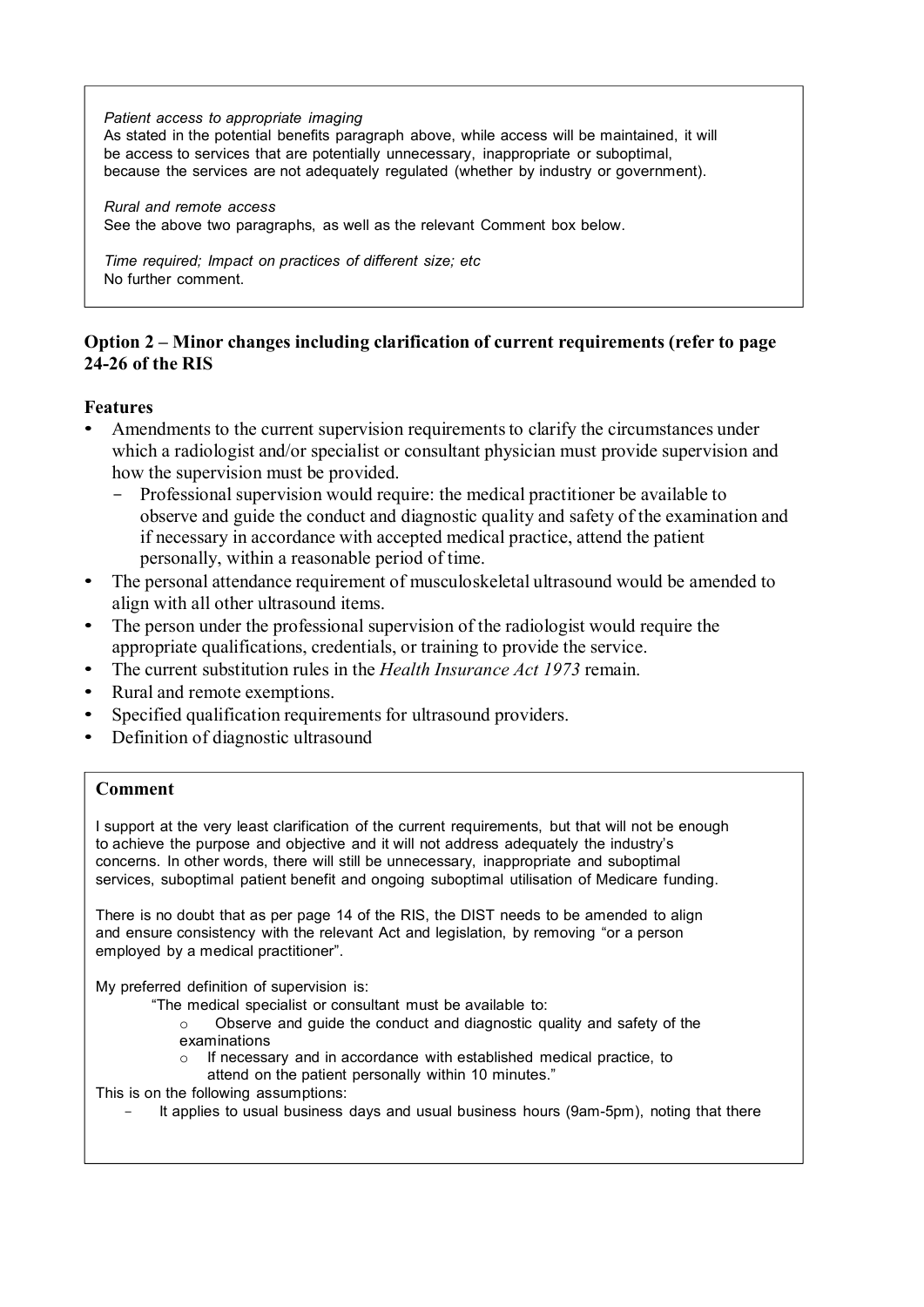*Patient access to appropriate imaging*
As stated in the potential benefits paragraph above, while access will be maintained, it will be access to services that are potentially unnecessary, inappropriate or suboptimal, because the services are not adequately regulated (whether by industry or government).

*Rural and remote access*
See the above two paragraphs, as well as the relevant Comment box below.

*Time required; Impact on practices of different size; etc*
No further comment.

## Option 2 – Minor changes including clarification of current requirements (refer to page 24-26 of the RIS

### Features

- Amendments to the current supervision requirements to clarify the circumstances under which a radiologist and/or specialist or consultant physician must provide supervision and how the supervision must be provided.
  - Professional supervision would require: the medical practitioner be available to observe and guide the conduct and diagnostic quality and safety of the examination and if necessary in accordance with accepted medical practice, attend the patient personally, within a reasonable period of time.
- The personal attendance requirement of musculoskeletal ultrasound would be amended to align with all other ultrasound items.
- The person under the professional supervision of the radiologist would require the appropriate qualifications, credentials, or training to provide the service.
- The current substitution rules in the *Health Insurance Act 1973* remain.
- Rural and remote exemptions.
- Specified qualification requirements for ultrasound providers.
- Definition of diagnostic ultrasound

### Comment

I support at the very least clarification of the current requirements, but that will not be enough to achieve the purpose and objective and it will not address adequately the industry's concerns. In other words, there will still be unnecessary, inappropriate and suboptimal services, suboptimal patient benefit and ongoing suboptimal utilisation of Medicare funding.

There is no doubt that as per page 14 of the RIS, the DIST needs to be amended to align and ensure consistency with the relevant Act and legislation, by removing "or a person employed by a medical practitioner".

My preferred definition of supervision is:

"The medical specialist or consultant must be available to:
- Observe and guide the conduct and diagnostic quality and safety of the examinations
- If necessary and in accordance with established medical practice, to attend on the patient personally within 10 minutes."

This is on the following assumptions:

- It applies to usual business days and usual business hours (9am-5pm), noting that there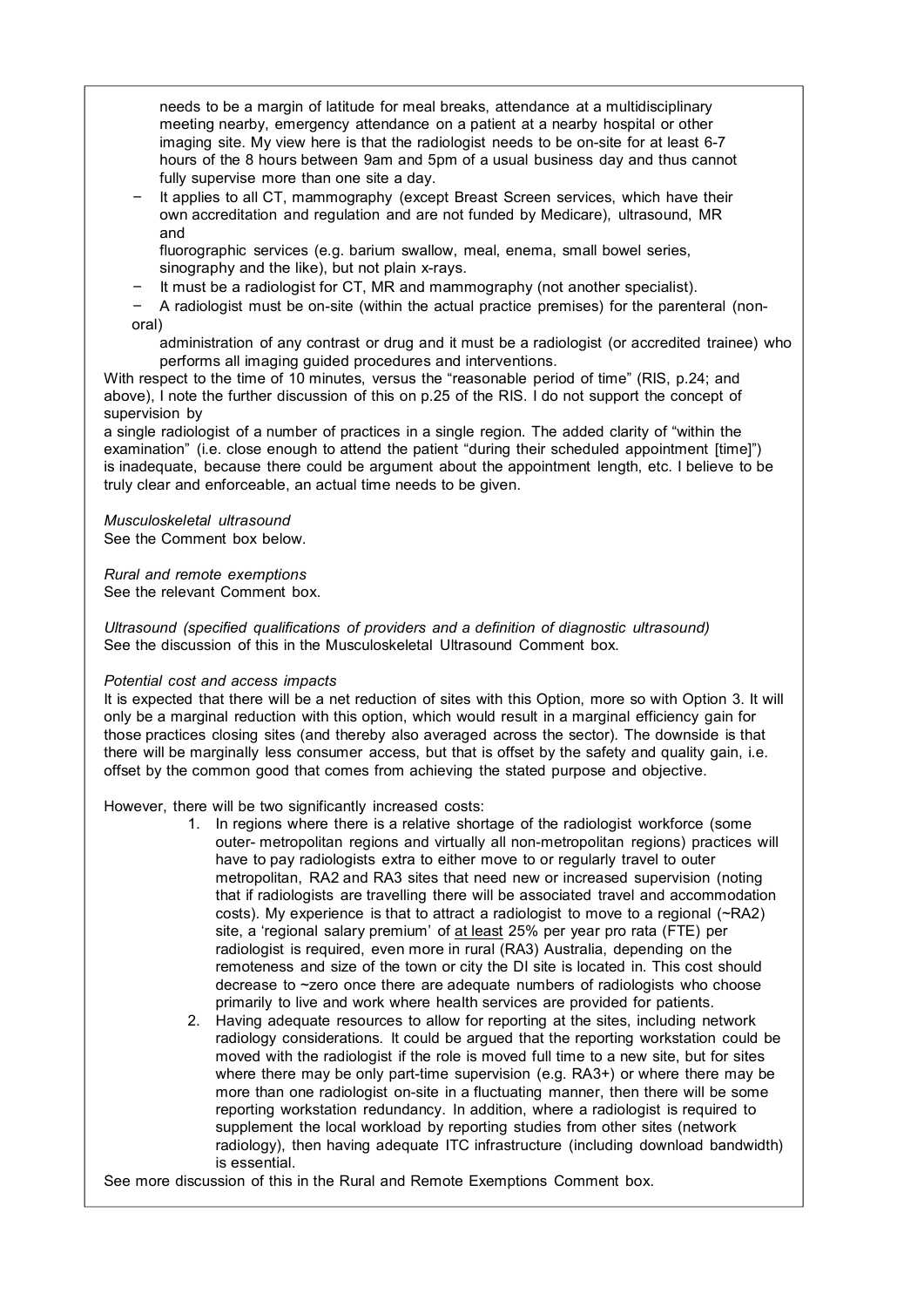needs to be a margin of latitude for meal breaks, attendance at a multidisciplinary meeting nearby, emergency attendance on a patient at a nearby hospital or other imaging site. My view here is that the radiologist needs to be on-site for at least 6-7 hours of the 8 hours between 9am and 5pm of a usual business day and thus cannot fully supervise more than one site a day.

- It applies to all CT, mammography (except Breast Screen services, which have their own accreditation and regulation and are not funded by Medicare), ultrasound, MR and fluorographic services (e.g. barium swallow, meal, enema, small bowel series, sinography and the like), but not plain x-rays.
- It must be a radiologist for CT, MR and mammography (not another specialist).
- A radiologist must be on-site (within the actual practice premises) for the parenteral (non-oral) administration of any contrast or drug and it must be a radiologist (or accredited trainee) who performs all imaging guided procedures and interventions.

With respect to the time of 10 minutes, versus the "reasonable period of time" (RIS, p.24; and above), I note the further discussion of this on p.25 of the RIS. I do not support the concept of supervision by a single radiologist of a number of practices in a single region. The added clarity of "within the examination" (i.e. close enough to attend the patient "during their scheduled appointment [time]") is inadequate, because there could be argument about the appointment length, etc. I believe to be truly clear and enforceable, an actual time needs to be given.

*Musculoskeletal ultrasound*
See the Comment box below.

*Rural and remote exemptions*
See the relevant Comment box.

*Ultrasound (specified qualifications of providers and a definition of diagnostic ultrasound)*
See the discussion of this in the Musculoskeletal Ultrasound Comment box.

*Potential cost and access impacts*
It is expected that there will be a net reduction of sites with this Option, more so with Option 3. It will only be a marginal reduction with this option, which would result in a marginal efficiency gain for those practices closing sites (and thereby also averaged across the sector). The downside is that there will be marginally less consumer access, but that is offset by the safety and quality gain, i.e. offset by the common good that comes from achieving the stated purpose and objective.

However, there will be two significantly increased costs:

1. In regions where there is a relative shortage of the radiologist workforce (some outer- metropolitan regions and virtually all non-metropolitan regions) practices will have to pay radiologists extra to either move to or regularly travel to outer metropolitan, RA2 and RA3 sites that need new or increased supervision (noting that if radiologists are travelling there will be associated travel and accommodation costs). My experience is that to attract a radiologist to move to a regional (~RA2) site, a 'regional salary premium' of <u>at least</u> 25% per year pro rata (FTE) per radiologist is required, even more in rural (RA3) Australia, depending on the remoteness and size of the town or city the DI site is located in. This cost should decrease to ~zero once there are adequate numbers of radiologists who choose primarily to live and work where health services are provided for patients.
2. Having adequate resources to allow for reporting at the sites, including network radiology considerations. It could be argued that the reporting workstation could be moved with the radiologist if the role is moved full time to a new site, but for sites where there may be only part-time supervision (e.g. RA3+) or where there may be more than one radiologist on-site in a fluctuating manner, then there will be some reporting workstation redundancy. In addition, where a radiologist is required to supplement the local workload by reporting studies from other sites (network radiology), then having adequate ITC infrastructure (including download bandwidth) is essential.

See more discussion of this in the Rural and Remote Exemptions Comment box.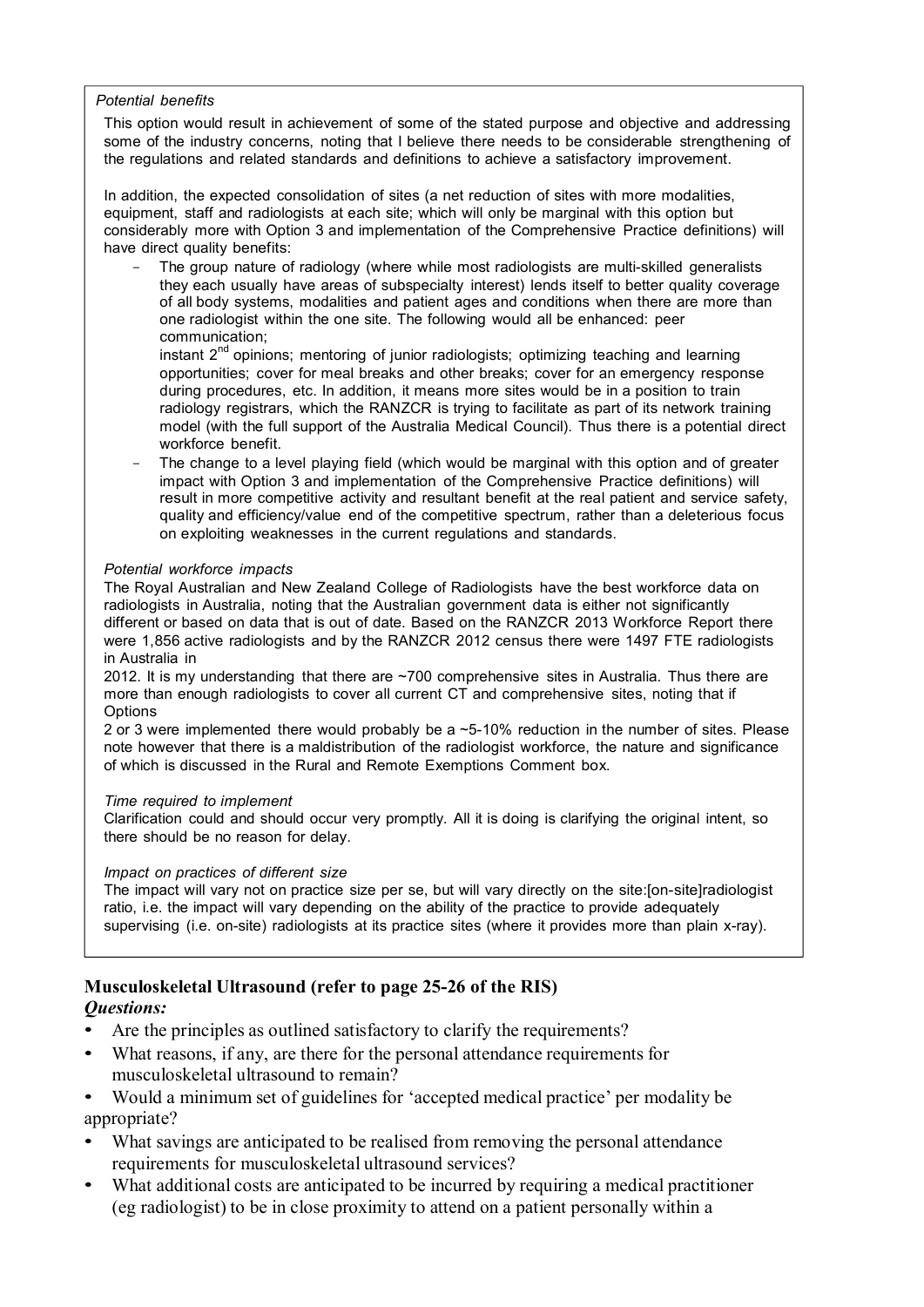*Potential benefits*

This option would result in achievement of some of the stated purpose and objective and addressing some of the industry concerns, noting that I believe there needs to be considerable strengthening of the regulations and related standards and definitions to achieve a satisfactory improvement.

In addition, the expected consolidation of sites (a net reduction of sites with more modalities, equipment, staff and radiologists at each site; which will only be marginal with this option but considerably more with Option 3 and implementation of the Comprehensive Practice definitions) will have direct quality benefits:

- The group nature of radiology (where while most radiologists are multi-skilled generalists they each usually have areas of subspecialty interest) lends itself to better quality coverage of all body systems, modalities and patient ages and conditions when there are more than one radiologist within the one site. The following would all be enhanced: peer communication; instant 2nd opinions; mentoring of junior radiologists; optimizing teaching and learning opportunities; cover for meal breaks and other breaks; cover for an emergency response during procedures, etc. In addition, it means more sites would be in a position to train radiology registrars, which the RANZCR is trying to facilitate as part of its network training model (with the full support of the Australia Medical Council). Thus there is a potential direct workforce benefit.
- The change to a level playing field (which would be marginal with this option and of greater impact with Option 3 and implementation of the Comprehensive Practice definitions) will result in more competitive activity and resultant benefit at the real patient and service safety, quality and efficiency/value end of the competitive spectrum, rather than a deleterious focus on exploiting weaknesses in the current regulations and standards.

*Potential workforce impacts*

The Royal Australian and New Zealand College of Radiologists have the best workforce data on radiologists in Australia, noting that the Australian government data is either not significantly different or based on data that is out of date. Based on the RANZCR 2013 Workforce Report there were 1,856 active radiologists and by the RANZCR 2012 census there were 1497 FTE radiologists in Australia in 2012. It is my understanding that there are ~700 comprehensive sites in Australia. Thus there are more than enough radiologists to cover all current CT and comprehensive sites, noting that if Options 2 or 3 were implemented there would probably be a ~5-10% reduction in the number of sites. Please note however that there is a maldistribution of the radiologist workforce, the nature and significance of which is discussed in the Rural and Remote Exemptions Comment box.

*Time required to implement*

Clarification could and should occur very promptly. All it is doing is clarifying the original intent, so there should be no reason for delay.

*Impact on practices of different size*

The impact will vary not on practice size per se, but will vary directly on the site:[on-site]radiologist ratio, i.e. the impact will vary depending on the ability of the practice to provide adequately supervising (i.e. on-site) radiologists at its practice sites (where it provides more than plain x-ray).

## Musculoskeletal Ultrasound (refer to page 25-26 of the RIS)

***Questions:***

- Are the principles as outlined satisfactory to clarify the requirements?
- What reasons, if any, are there for the personal attendance requirements for musculoskeletal ultrasound to remain?
- Would a minimum set of guidelines for 'accepted medical practice' per modality be appropriate?
- What savings are anticipated to be realised from removing the personal attendance requirements for musculoskeletal ultrasound services?
- What additional costs are anticipated to be incurred by requiring a medical practitioner (eg radiologist) to be in close proximity to attend on a patient personally within a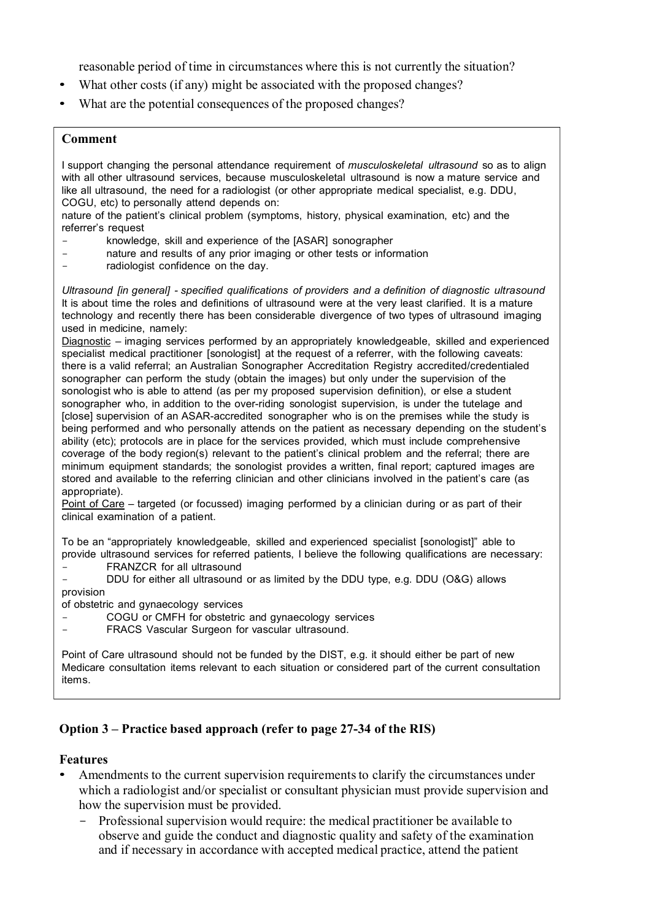reasonable period of time in circumstances where this is not currently the situation?

- What other costs (if any) might be associated with the proposed changes?
- What are the potential consequences of the proposed changes?

**Comment**

I support changing the personal attendance requirement of *musculoskeletal ultrasound* so as to align with all other ultrasound services, because musculoskeletal ultrasound is now a mature service and like all ultrasound, the need for a radiologist (or other appropriate medical specialist, e.g. DDU, COGU, etc) to personally attend depends on:

nature of the patient's clinical problem (symptoms, history, physical examination, etc) and the referrer's request

- knowledge, skill and experience of the [ASAR] sonographer
- nature and results of any prior imaging or other tests or information
- radiologist confidence on the day.

*Ultrasound [in general] - specified qualifications of providers and a definition of diagnostic ultrasound*
It is about time the roles and definitions of ultrasound were at the very least clarified. It is a mature technology and recently there has been considerable divergence of two types of ultrasound imaging used in medicine, namely:

Diagnostic – imaging services performed by an appropriately knowledgeable, skilled and experienced specialist medical practitioner [sonologist] at the request of a referrer, with the following caveats: there is a valid referral; an Australian Sonographer Accreditation Registry accredited/credentialed sonographer can perform the study (obtain the images) but only under the supervision of the sonologist who is able to attend (as per my proposed supervision definition), or else a student sonographer who, in addition to the over-riding sonologist supervision, is under the tutelage and [close] supervision of an ASAR-accredited sonographer who is on the premises while the study is being performed and who personally attends on the patient as necessary depending on the student's ability (etc); protocols are in place for the services provided, which must include comprehensive coverage of the body region(s) relevant to the patient's clinical problem and the referral; there are minimum equipment standards; the sonologist provides a written, final report; captured images are stored and available to the referring clinician and other clinicians involved in the patient's care (as appropriate).

Point of Care – targeted (or focussed) imaging performed by a clinician during or as part of their clinical examination of a patient.

To be an "appropriately knowledgeable, skilled and experienced specialist [sonologist]" able to provide ultrasound services for referred patients, I believe the following qualifications are necessary:

- FRANZCR for all ultrasound
- DDU for either all ultrasound or as limited by the DDU type, e.g. DDU (O&G) allows provision of obstetric and gynaecology services
- COGU or CMFH for obstetric and gynaecology services
- FRACS Vascular Surgeon for vascular ultrasound.

Point of Care ultrasound should not be funded by the DIST, e.g. it should either be part of new Medicare consultation items relevant to each situation or considered part of the current consultation items.

## Option 3 – Practice based approach (refer to page 27-34 of the RIS)

**Features**

- Amendments to the current supervision requirements to clarify the circumstances under which a radiologist and/or specialist or consultant physician must provide supervision and how the supervision must be provided.
  - Professional supervision would require: the medical practitioner be available to observe and guide the conduct and diagnostic quality and safety of the examination and if necessary in accordance with accepted medical practice, attend the patient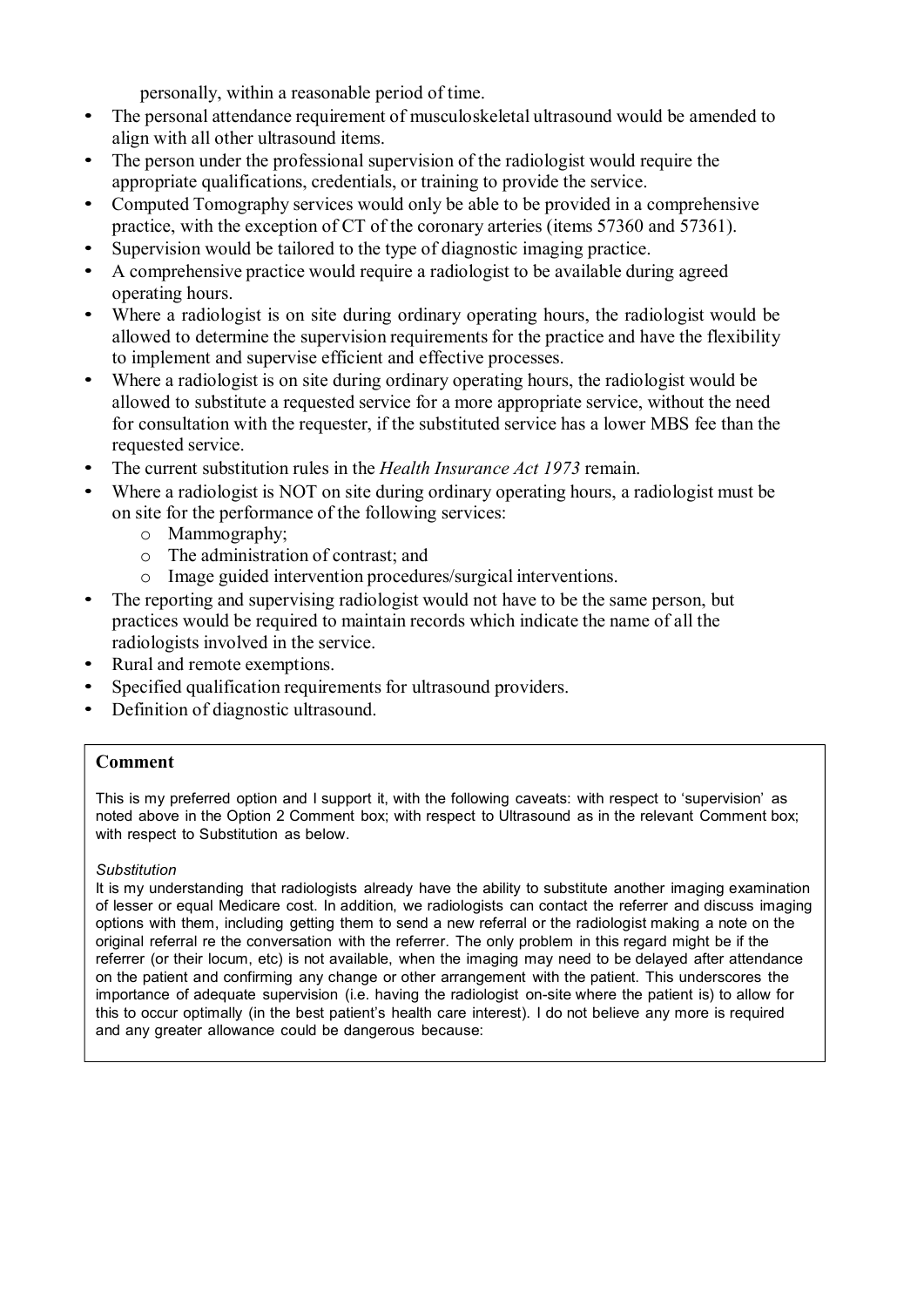personally, within a reasonable period of time.

- The personal attendance requirement of musculoskeletal ultrasound would be amended to align with all other ultrasound items.
- The person under the professional supervision of the radiologist would require the appropriate qualifications, credentials, or training to provide the service.
- Computed Tomography services would only be able to be provided in a comprehensive practice, with the exception of CT of the coronary arteries (items 57360 and 57361).
- Supervision would be tailored to the type of diagnostic imaging practice.
- A comprehensive practice would require a radiologist to be available during agreed operating hours.
- Where a radiologist is on site during ordinary operating hours, the radiologist would be allowed to determine the supervision requirements for the practice and have the flexibility to implement and supervise efficient and effective processes.
- Where a radiologist is on site during ordinary operating hours, the radiologist would be allowed to substitute a requested service for a more appropriate service, without the need for consultation with the requester, if the substituted service has a lower MBS fee than the requested service.
- The current substitution rules in the *Health Insurance Act 1973* remain.
- Where a radiologist is NOT on site during ordinary operating hours, a radiologist must be on site for the performance of the following services:
  - Mammography;
  - The administration of contrast; and
  - Image guided intervention procedures/surgical interventions.
- The reporting and supervising radiologist would not have to be the same person, but practices would be required to maintain records which indicate the name of all the radiologists involved in the service.
- Rural and remote exemptions.
- Specified qualification requirements for ultrasound providers.
- Definition of diagnostic ultrasound.

**Comment**

This is my preferred option and I support it, with the following caveats: with respect to 'supervision' as noted above in the Option 2 Comment box; with respect to Ultrasound as in the relevant Comment box; with respect to Substitution as below.

*Substitution*

It is my understanding that radiologists already have the ability to substitute another imaging examination of lesser or equal Medicare cost. In addition, we radiologists can contact the referrer and discuss imaging options with them, including getting them to send a new referral or the radiologist making a note on the original referral re the conversation with the referrer. The only problem in this regard might be if the referrer (or their locum, etc) is not available, when the imaging may need to be delayed after attendance on the patient and confirming any change or other arrangement with the patient. This underscores the importance of adequate supervision (i.e. having the radiologist on-site where the patient is) to allow for this to occur optimally (in the best patient's health care interest). I do not believe any more is required and any greater allowance could be dangerous because: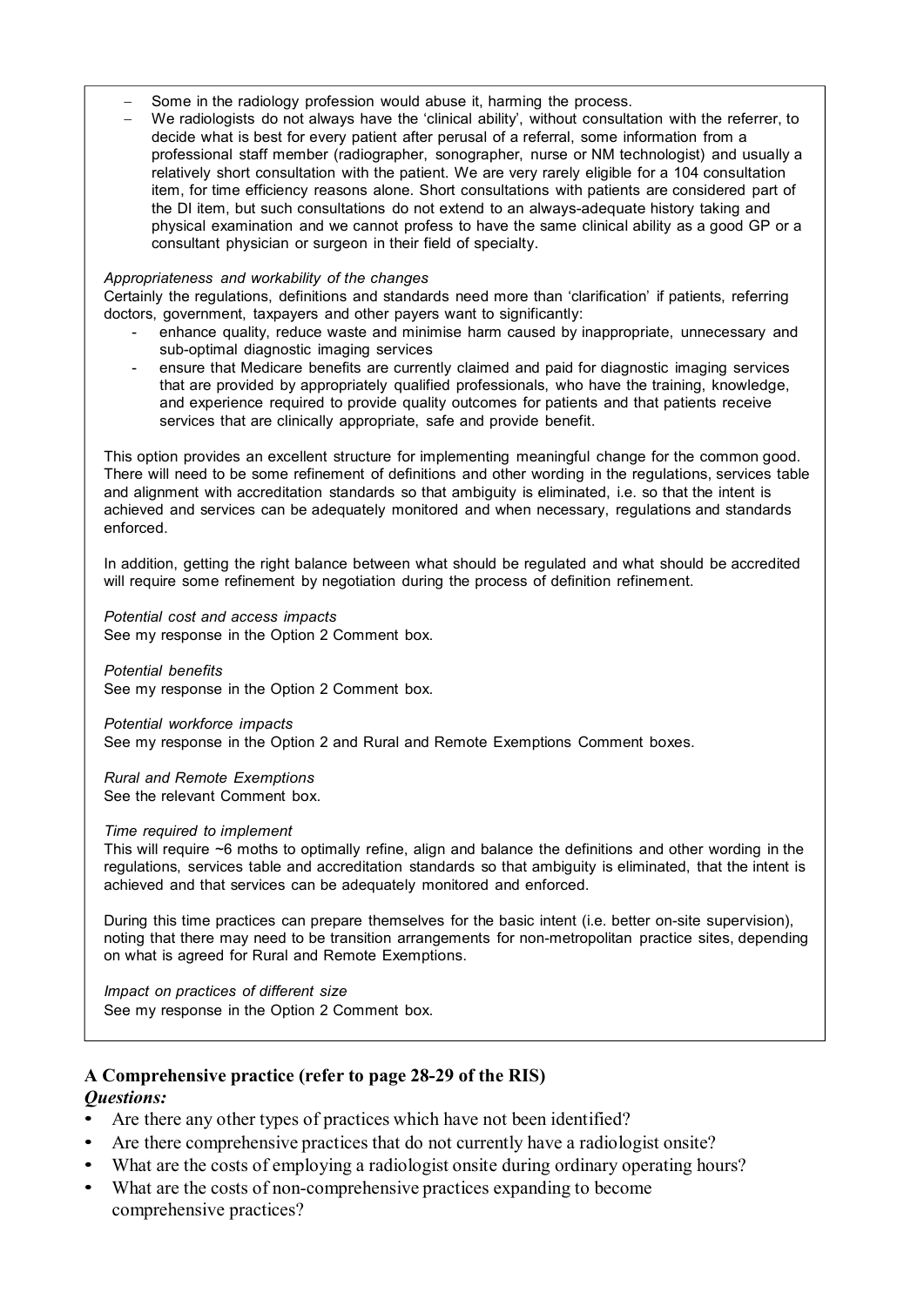- Some in the radiology profession would abuse it, harming the process.
- We radiologists do not always have the 'clinical ability', without consultation with the referrer, to decide what is best for every patient after perusal of a referral, some information from a professional staff member (radiographer, sonographer, nurse or NM technologist) and usually a relatively short consultation with the patient. We are very rarely eligible for a 104 consultation item, for time efficiency reasons alone. Short consultations with patients are considered part of the DI item, but such consultations do not extend to an always-adequate history taking and physical examination and we cannot profess to have the same clinical ability as a good GP or a consultant physician or surgeon in their field of specialty.

*Appropriateness and workability of the changes*

Certainly the regulations, definitions and standards need more than 'clarification' if patients, referring doctors, government, taxpayers and other payers want to significantly:

- enhance quality, reduce waste and minimise harm caused by inappropriate, unnecessary and sub-optimal diagnostic imaging services
- ensure that Medicare benefits are currently claimed and paid for diagnostic imaging services that are provided by appropriately qualified professionals, who have the training, knowledge, and experience required to provide quality outcomes for patients and that patients receive services that are clinically appropriate, safe and provide benefit.

This option provides an excellent structure for implementing meaningful change for the common good. There will need to be some refinement of definitions and other wording in the regulations, services table and alignment with accreditation standards so that ambiguity is eliminated, i.e. so that the intent is achieved and services can be adequately monitored and when necessary, regulations and standards enforced.

In addition, getting the right balance between what should be regulated and what should be accredited will require some refinement by negotiation during the process of definition refinement.

*Potential cost and access impacts*

See my response in the Option 2 Comment box.

*Potential benefits*

See my response in the Option 2 Comment box.

*Potential workforce impacts*

See my response in the Option 2 and Rural and Remote Exemptions Comment boxes.

*Rural and Remote Exemptions*

See the relevant Comment box.

*Time required to implement*

This will require ~6 moths to optimally refine, align and balance the definitions and other wording in the regulations, services table and accreditation standards so that ambiguity is eliminated, that the intent is achieved and that services can be adequately monitored and enforced.

During this time practices can prepare themselves for the basic intent (i.e. better on-site supervision), noting that there may need to be transition arrangements for non-metropolitan practice sites, depending on what is agreed for Rural and Remote Exemptions.

*Impact on practices of different size*

See my response in the Option 2 Comment box.

**A Comprehensive practice (refer to page 28-29 of the RIS)**

***Questions:***

- Are there any other types of practices which have not been identified?
- Are there comprehensive practices that do not currently have a radiologist onsite?
- What are the costs of employing a radiologist onsite during ordinary operating hours?
- What are the costs of non-comprehensive practices expanding to become comprehensive practices?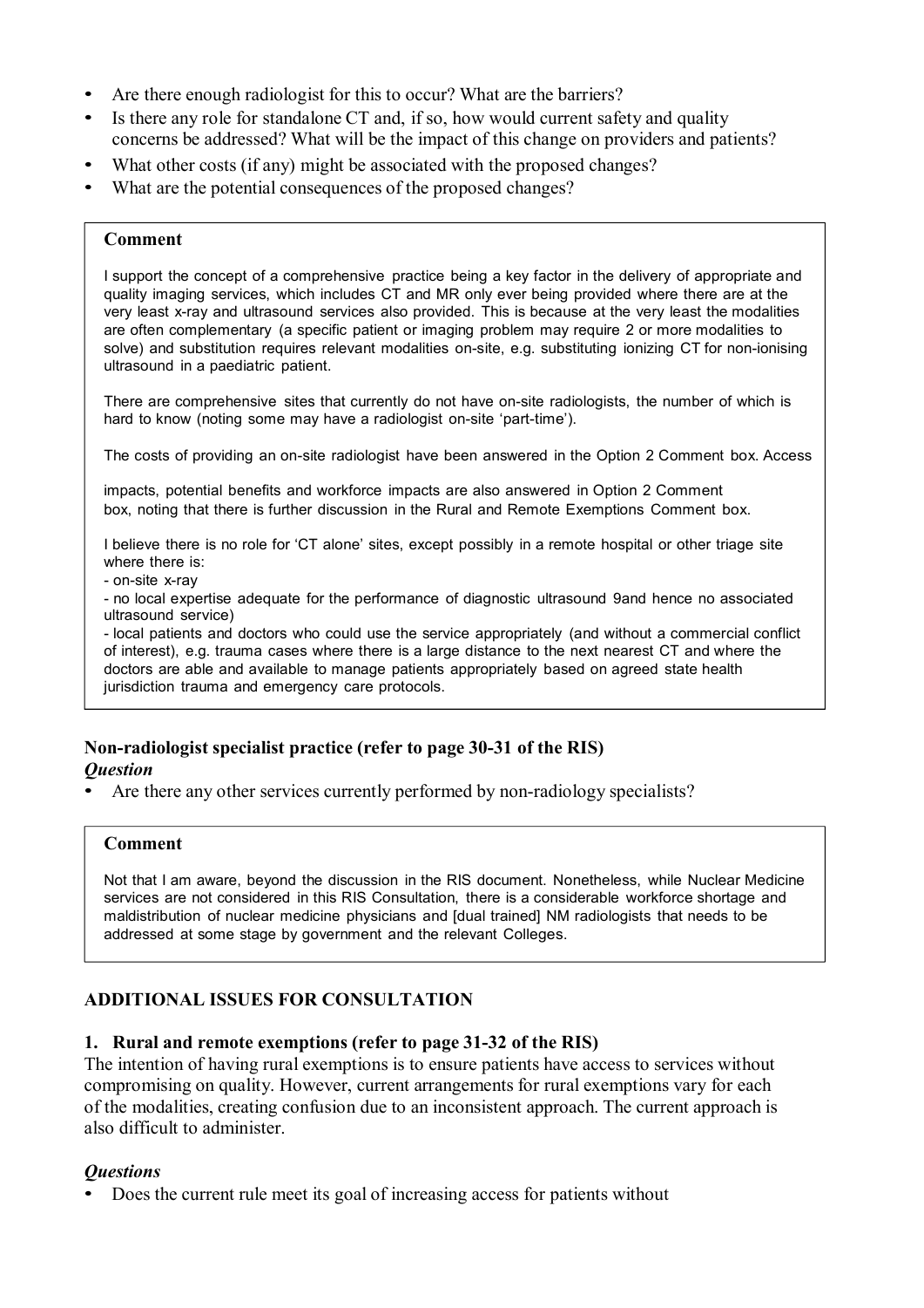- Are there enough radiologist for this to occur? What are the barriers?
- Is there any role for standalone CT and, if so, how would current safety and quality concerns be addressed? What will be the impact of this change on providers and patients?
- What other costs (if any) might be associated with the proposed changes?
- What are the potential consequences of the proposed changes?

> **Comment**
>
> I support the concept of a comprehensive practice being a key factor in the delivery of appropriate and quality imaging services, which includes CT and MR only ever being provided where there are at the very least x-ray and ultrasound services also provided. This is because at the very least the modalities are often complementary (a specific patient or imaging problem may require 2 or more modalities to solve) and substitution requires relevant modalities on-site, e.g. substituting ionizing CT for non-ionising ultrasound in a paediatric patient.
>
> There are comprehensive sites that currently do not have on-site radiologists, the number of which is hard to know (noting some may have a radiologist on-site 'part-time').
>
> The costs of providing an on-site radiologist have been answered in the Option 2 Comment box. Access impacts, potential benefits and workforce impacts are also answered in Option 2 Comment box, noting that there is further discussion in the Rural and Remote Exemptions Comment box.
>
> I believe there is no role for 'CT alone' sites, except possibly in a remote hospital or other triage site where there is:
> - on-site x-ray
> - no local expertise adequate for the performance of diagnostic ultrasound 9and hence no associated ultrasound service)
> - local patients and doctors who could use the service appropriately (and without a commercial conflict of interest), e.g. trauma cases where there is a large distance to the next nearest CT and where the doctors are able and available to manage patients appropriately based on agreed state health jurisdiction trauma and emergency care protocols.

### Non-radiologist specialist practice (refer to page 30-31 of the RIS)

***Question***

- Are there any other services currently performed by non-radiology specialists?

> **Comment**
>
> Not that I am aware, beyond the discussion in the RIS document. Nonetheless, while Nuclear Medicine services are not considered in this RIS Consultation, there is a considerable workforce shortage and maldistribution of nuclear medicine physicians and [dual trained] NM radiologists that needs to be addressed at some stage by government and the relevant Colleges.

## ADDITIONAL ISSUES FOR CONSULTATION

### 1. Rural and remote exemptions (refer to page 31-32 of the RIS)

The intention of having rural exemptions is to ensure patients have access to services without compromising on quality. However, current arrangements for rural exemptions vary for each of the modalities, creating confusion due to an inconsistent approach. The current approach is also difficult to administer.

***Questions***

- Does the current rule meet its goal of increasing access for patients without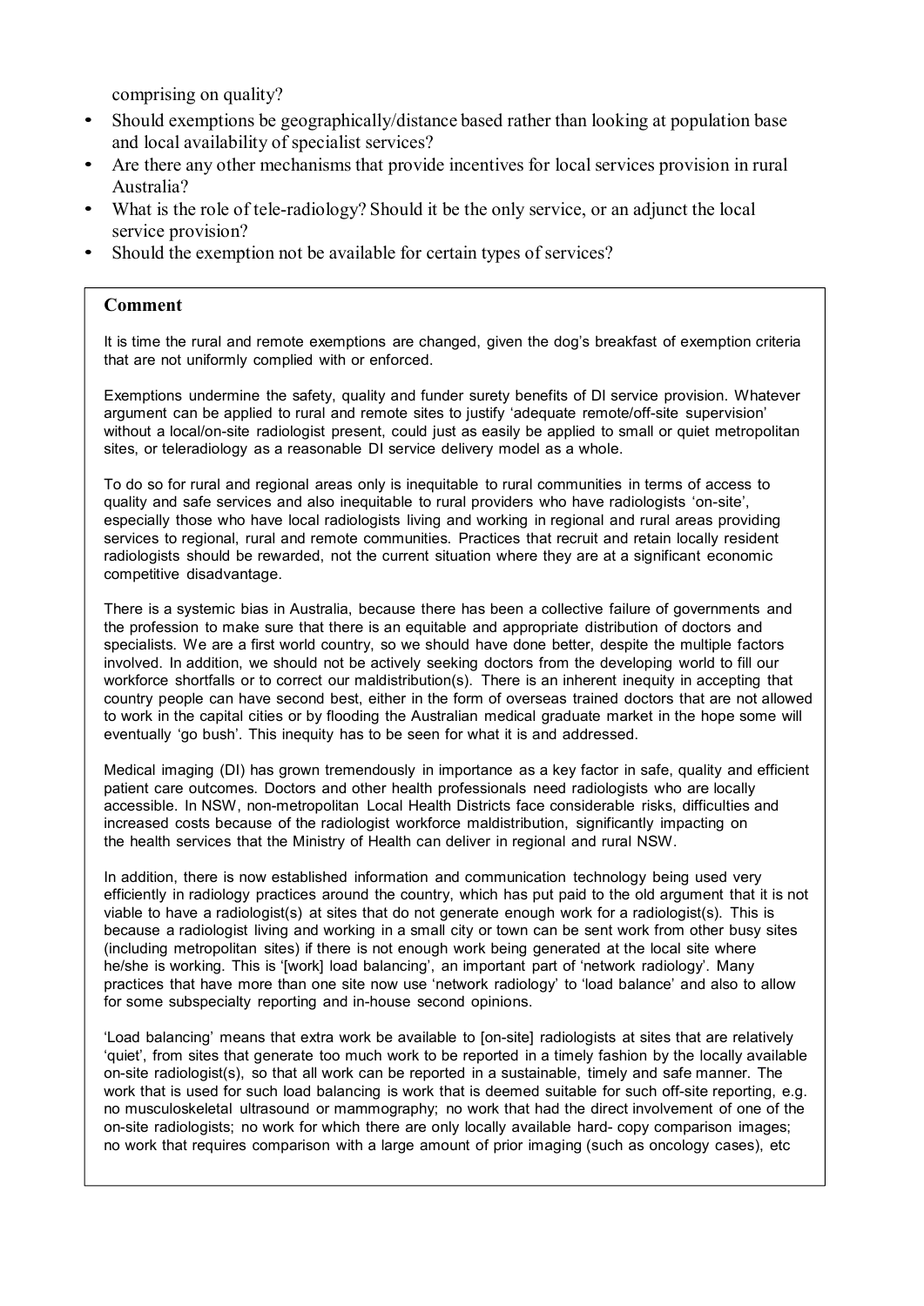comprising on quality?

- Should exemptions be geographically/distance based rather than looking at population base and local availability of specialist services?
- Are there any other mechanisms that provide incentives for local services provision in rural Australia?
- What is the role of tele-radiology? Should it be the only service, or an adjunct the local service provision?
- Should the exemption not be available for certain types of services?

**Comment**

It is time the rural and remote exemptions are changed, given the dog's breakfast of exemption criteria that are not uniformly complied with or enforced.

Exemptions undermine the safety, quality and funder surety benefits of DI service provision. Whatever argument can be applied to rural and remote sites to justify 'adequate remote/off-site supervision' without a local/on-site radiologist present, could just as easily be applied to small or quiet metropolitan sites, or teleradiology as a reasonable DI service delivery model as a whole.

To do so for rural and regional areas only is inequitable to rural communities in terms of access to quality and safe services and also inequitable to rural providers who have radiologists 'on-site', especially those who have local radiologists living and working in regional and rural areas providing services to regional, rural and remote communities. Practices that recruit and retain locally resident radiologists should be rewarded, not the current situation where they are at a significant economic competitive disadvantage.

There is a systemic bias in Australia, because there has been a collective failure of governments and the profession to make sure that there is an equitable and appropriate distribution of doctors and specialists. We are a first world country, so we should have done better, despite the multiple factors involved. In addition, we should not be actively seeking doctors from the developing world to fill our workforce shortfalls or to correct our maldistribution(s). There is an inherent inequity in accepting that country people can have second best, either in the form of overseas trained doctors that are not allowed to work in the capital cities or by flooding the Australian medical graduate market in the hope some will eventually 'go bush'. This inequity has to be seen for what it is and addressed.

Medical imaging (DI) has grown tremendously in importance as a key factor in safe, quality and efficient patient care outcomes. Doctors and other health professionals need radiologists who are locally accessible. In NSW, non-metropolitan Local Health Districts face considerable risks, difficulties and increased costs because of the radiologist workforce maldistribution, significantly impacting on the health services that the Ministry of Health can deliver in regional and rural NSW.

In addition, there is now established information and communication technology being used very efficiently in radiology practices around the country, which has put paid to the old argument that it is not viable to have a radiologist(s) at sites that do not generate enough work for a radiologist(s). This is because a radiologist living and working in a small city or town can be sent work from other busy sites (including metropolitan sites) if there is not enough work being generated at the local site where he/she is working. This is '[work] load balancing', an important part of 'network radiology'. Many practices that have more than one site now use 'network radiology' to 'load balance' and also to allow for some subspecialty reporting and in-house second opinions.

'Load balancing' means that extra work be available to [on-site] radiologists at sites that are relatively 'quiet', from sites that generate too much work to be reported in a timely fashion by the locally available on-site radiologist(s), so that all work can be reported in a sustainable, timely and safe manner. The work that is used for such load balancing is work that is deemed suitable for such off-site reporting, e.g. no musculoskeletal ultrasound or mammography; no work that had the direct involvement of one of the on-site radiologists; no work for which there are only locally available hard- copy comparison images; no work that requires comparison with a large amount of prior imaging (such as oncology cases), etc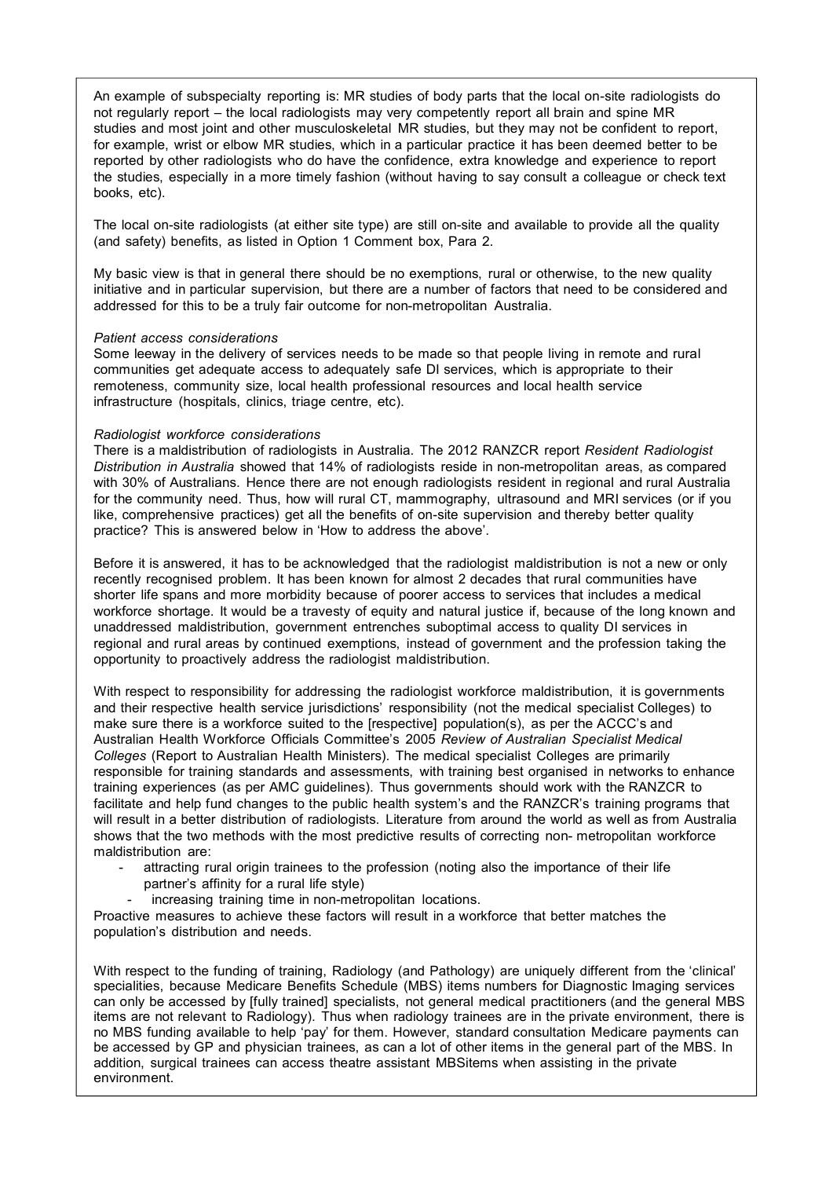An example of subspecialty reporting is: MR studies of body parts that the local on-site radiologists do not regularly report – the local radiologists may very competently report all brain and spine MR studies and most joint and other musculoskeletal MR studies, but they may not be confident to report, for example, wrist or elbow MR studies, which in a particular practice it has been deemed better to be reported by other radiologists who do have the confidence, extra knowledge and experience to report the studies, especially in a more timely fashion (without having to say consult a colleague or check text books, etc).

The local on-site radiologists (at either site type) are still on-site and available to provide all the quality (and safety) benefits, as listed in Option 1 Comment box, Para 2.

My basic view is that in general there should be no exemptions, rural or otherwise, to the new quality initiative and in particular supervision, but there are a number of factors that need to be considered and addressed for this to be a truly fair outcome for non-metropolitan Australia.

*Patient access considerations*
Some leeway in the delivery of services needs to be made so that people living in remote and rural communities get adequate access to adequately safe DI services, which is appropriate to their remoteness, community size, local health professional resources and local health service infrastructure (hospitals, clinics, triage centre, etc).

*Radiologist workforce considerations*
There is a maldistribution of radiologists in Australia. The 2012 RANZCR report *Resident Radiologist Distribution in Australia* showed that 14% of radiologists reside in non-metropolitan areas, as compared with 30% of Australians. Hence there are not enough radiologists resident in regional and rural Australia for the community need. Thus, how will rural CT, mammography, ultrasound and MRI services (or if you like, comprehensive practices) get all the benefits of on-site supervision and thereby better quality practice? This is answered below in 'How to address the above'.

Before it is answered, it has to be acknowledged that the radiologist maldistribution is not a new or only recently recognised problem. It has been known for almost 2 decades that rural communities have shorter life spans and more morbidity because of poorer access to services that includes a medical workforce shortage. It would be a travesty of equity and natural justice if, because of the long known and unaddressed maldistribution, government entrenches suboptimal access to quality DI services in regional and rural areas by continued exemptions, instead of government and the profession taking the opportunity to proactively address the radiologist maldistribution.

With respect to responsibility for addressing the radiologist workforce maldistribution, it is governments and their respective health service jurisdictions' responsibility (not the medical specialist Colleges) to make sure there is a workforce suited to the [respective] population(s), as per the ACCC's and Australian Health Workforce Officials Committee's 2005 *Review of Australian Specialist Medical Colleges* (Report to Australian Health Ministers). The medical specialist Colleges are primarily responsible for training standards and assessments, with training best organised in networks to enhance training experiences (as per AMC guidelines). Thus governments should work with the RANZCR to facilitate and help fund changes to the public health system's and the RANZCR's training programs that will result in a better distribution of radiologists. Literature from around the world as well as from Australia shows that the two methods with the most predictive results of correcting non- metropolitan workforce maldistribution are:

- attracting rural origin trainees to the profession (noting also the importance of their life partner's affinity for a rural life style)
- increasing training time in non-metropolitan locations.

Proactive measures to achieve these factors will result in a workforce that better matches the population's distribution and needs.

With respect to the funding of training, Radiology (and Pathology) are uniquely different from the 'clinical' specialities, because Medicare Benefits Schedule (MBS) items numbers for Diagnostic Imaging services can only be accessed by [fully trained] specialists, not general medical practitioners (and the general MBS items are not relevant to Radiology). Thus when radiology trainees are in the private environment, there is no MBS funding available to help 'pay' for them. However, standard consultation Medicare payments can be accessed by GP and physician trainees, as can a lot of other items in the general part of the MBS. In addition, surgical trainees can access theatre assistant MBSitems when assisting in the private environment.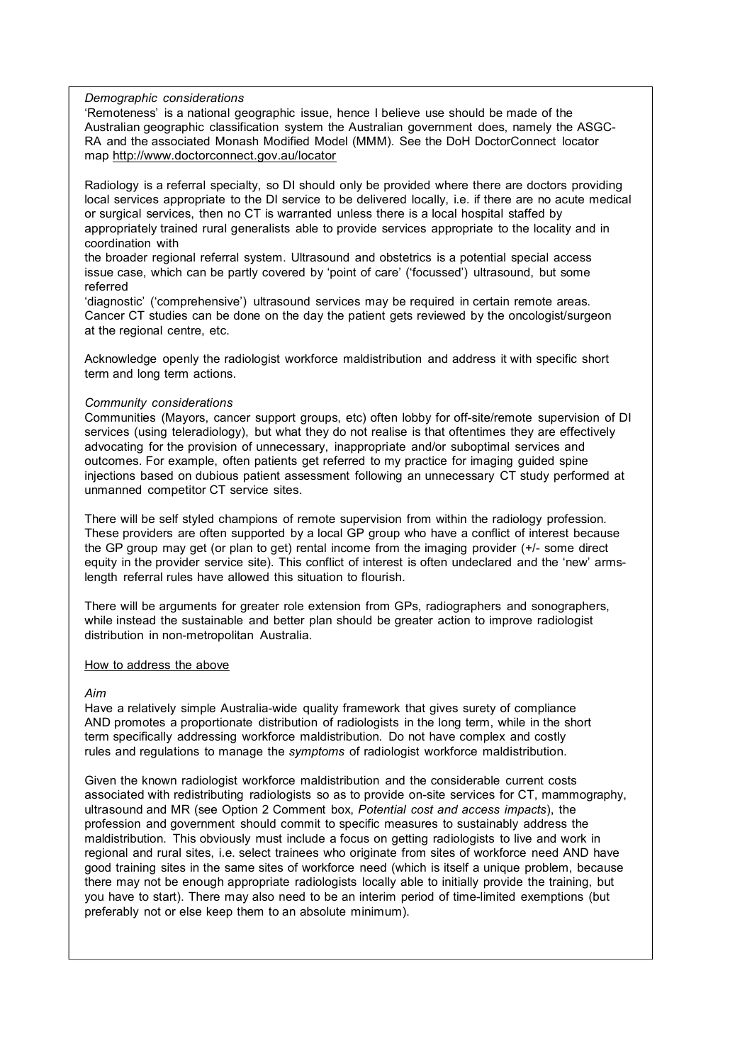*Demographic considerations*
'Remoteness' is a national geographic issue, hence I believe use should be made of the Australian geographic classification system the Australian government does, namely the ASGC-RA and the associated Monash Modified Model (MMM). See the DoH DoctorConnect locator map http://www.doctorconnect.gov.au/locator

Radiology is a referral specialty, so DI should only be provided where there are doctors providing local services appropriate to the DI service to be delivered locally, i.e. if there are no acute medical or surgical services, then no CT is warranted unless there is a local hospital staffed by appropriately trained rural generalists able to provide services appropriate to the locality and in coordination with the broader regional referral system. Ultrasound and obstetrics is a potential special access issue case, which can be partly covered by 'point of care' ('focussed') ultrasound, but some referred 'diagnostic' ('comprehensive') ultrasound services may be required in certain remote areas. Cancer CT studies can be done on the day the patient gets reviewed by the oncologist/surgeon at the regional centre, etc.

Acknowledge openly the radiologist workforce maldistribution and address it with specific short term and long term actions.

*Community considerations*
Communities (Mayors, cancer support groups, etc) often lobby for off-site/remote supervision of DI services (using teleradiology), but what they do not realise is that oftentimes they are effectively advocating for the provision of unnecessary, inappropriate and/or suboptimal services and outcomes. For example, often patients get referred to my practice for imaging guided spine injections based on dubious patient assessment following an unnecessary CT study performed at unmanned competitor CT service sites.

There will be self styled champions of remote supervision from within the radiology profession. These providers are often supported by a local GP group who have a conflict of interest because the GP group may get (or plan to get) rental income from the imaging provider (+/- some direct equity in the provider service site). This conflict of interest is often undeclared and the 'new' arms-length referral rules have allowed this situation to flourish.

There will be arguments for greater role extension from GPs, radiographers and sonographers, while instead the sustainable and better plan should be greater action to improve radiologist distribution in non-metropolitan Australia.

<u>How to address the above</u>

*Aim*
Have a relatively simple Australia-wide quality framework that gives surety of compliance AND promotes a proportionate distribution of radiologists in the long term, while in the short term specifically addressing workforce maldistribution. Do not have complex and costly rules and regulations to manage the *symptoms* of radiologist workforce maldistribution.

Given the known radiologist workforce maldistribution and the considerable current costs associated with redistributing radiologists so as to provide on-site services for CT, mammography, ultrasound and MR (see Option 2 Comment box, *Potential cost and access impacts*), the profession and government should commit to specific measures to sustainably address the maldistribution. This obviously must include a focus on getting radiologists to live and work in regional and rural sites, i.e. select trainees who originate from sites of workforce need AND have good training sites in the same sites of workforce need (which is itself a unique problem, because there may not be enough appropriate radiologists locally able to initially provide the training, but you have to start). There may also need to be an interim period of time-limited exemptions (but preferably not or else keep them to an absolute minimum).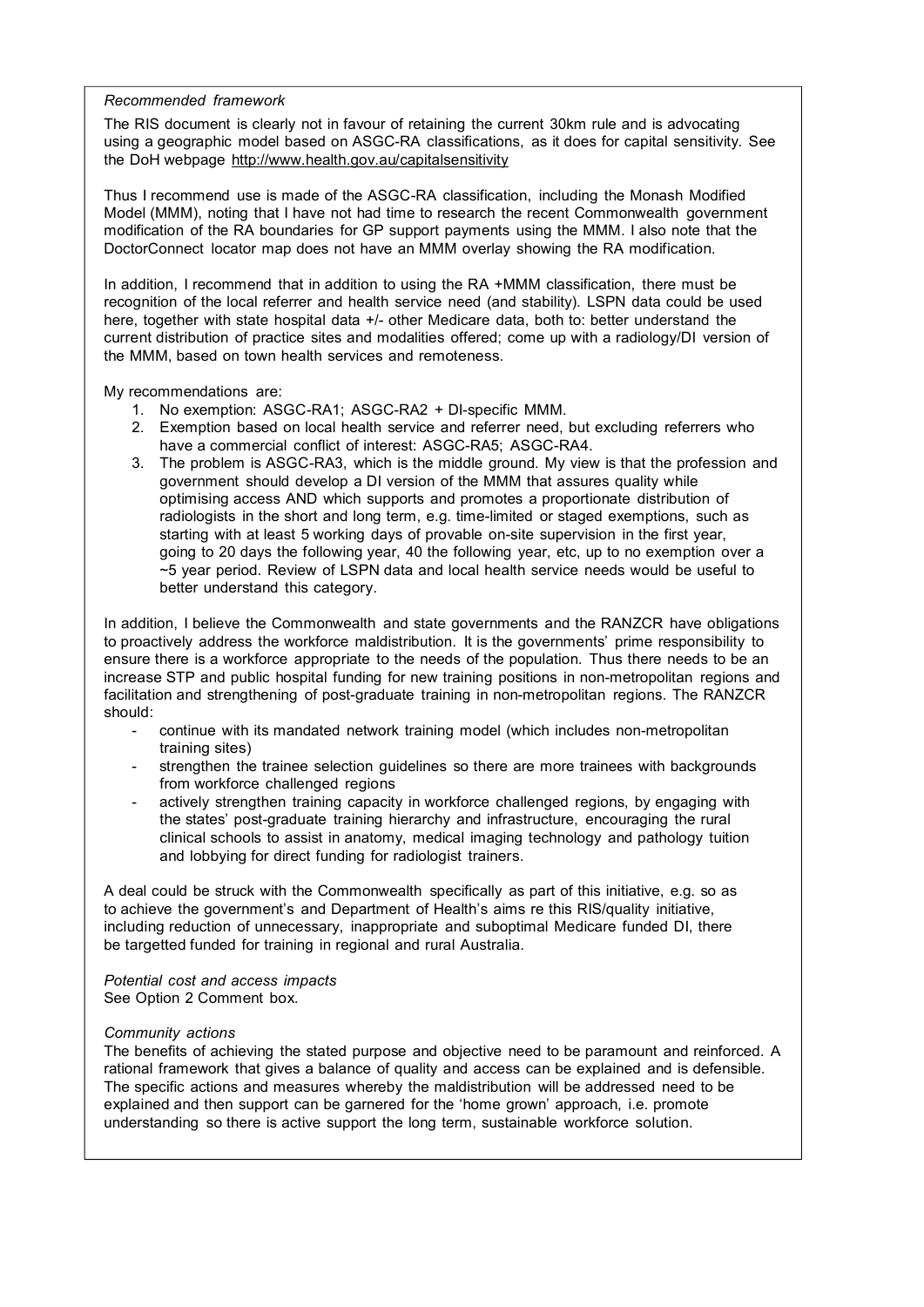*Recommended framework*

The RIS document is clearly not in favour of retaining the current 30km rule and is advocating using a geographic model based on ASGC-RA classifications, as it does for capital sensitivity. See the DoH webpage http://www.health.gov.au/capitalsensitivity

Thus I recommend use is made of the ASGC-RA classification, including the Monash Modified Model (MMM), noting that I have not had time to research the recent Commonwealth government modification of the RA boundaries for GP support payments using the MMM. I also note that the DoctorConnect locator map does not have an MMM overlay showing the RA modification.

In addition, I recommend that in addition to using the RA +MMM classification, there must be recognition of the local referrer and health service need (and stability). LSPN data could be used here, together with state hospital data +/- other Medicare data, both to: better understand the current distribution of practice sites and modalities offered; come up with a radiology/DI version of the MMM, based on town health services and remoteness.

My recommendations are:

1. No exemption: ASGC-RA1; ASGC-RA2 + DI-specific MMM.
2. Exemption based on local health service and referrer need, but excluding referrers who have a commercial conflict of interest: ASGC-RA5; ASGC-RA4.
3. The problem is ASGC-RA3, which is the middle ground. My view is that the profession and government should develop a DI version of the MMM that assures quality while optimising access AND which supports and promotes a proportionate distribution of radiologists in the short and long term, e.g. time-limited or staged exemptions, such as starting with at least 5 working days of provable on-site supervision in the first year, going to 20 days the following year, 40 the following year, etc, up to no exemption over a ~5 year period. Review of LSPN data and local health service needs would be useful to better understand this category.

In addition, I believe the Commonwealth and state governments and the RANZCR have obligations to proactively address the workforce maldistribution. It is the governments' prime responsibility to ensure there is a workforce appropriate to the needs of the population. Thus there needs to be an increase STP and public hospital funding for new training positions in non-metropolitan regions and facilitation and strengthening of post-graduate training in non-metropolitan regions. The RANZCR should:

- continue with its mandated network training model (which includes non-metropolitan training sites)
- strengthen the trainee selection guidelines so there are more trainees with backgrounds from workforce challenged regions
- actively strengthen training capacity in workforce challenged regions, by engaging with the states' post-graduate training hierarchy and infrastructure, encouraging the rural clinical schools to assist in anatomy, medical imaging technology and pathology tuition and lobbying for direct funding for radiologist trainers.

A deal could be struck with the Commonwealth specifically as part of this initiative, e.g. so as to achieve the government's and Department of Health's aims re this RIS/quality initiative, including reduction of unnecessary, inappropriate and suboptimal Medicare funded DI, there be targetted funded for training in regional and rural Australia.

*Potential cost and access impacts*

See Option 2 Comment box.

*Community actions*

The benefits of achieving the stated purpose and objective need to be paramount and reinforced. A rational framework that gives a balance of quality and access can be explained and is defensible. The specific actions and measures whereby the maldistribution will be addressed need to be explained and then support can be garnered for the 'home grown' approach, i.e. promote understanding so there is active support the long term, sustainable workforce solution.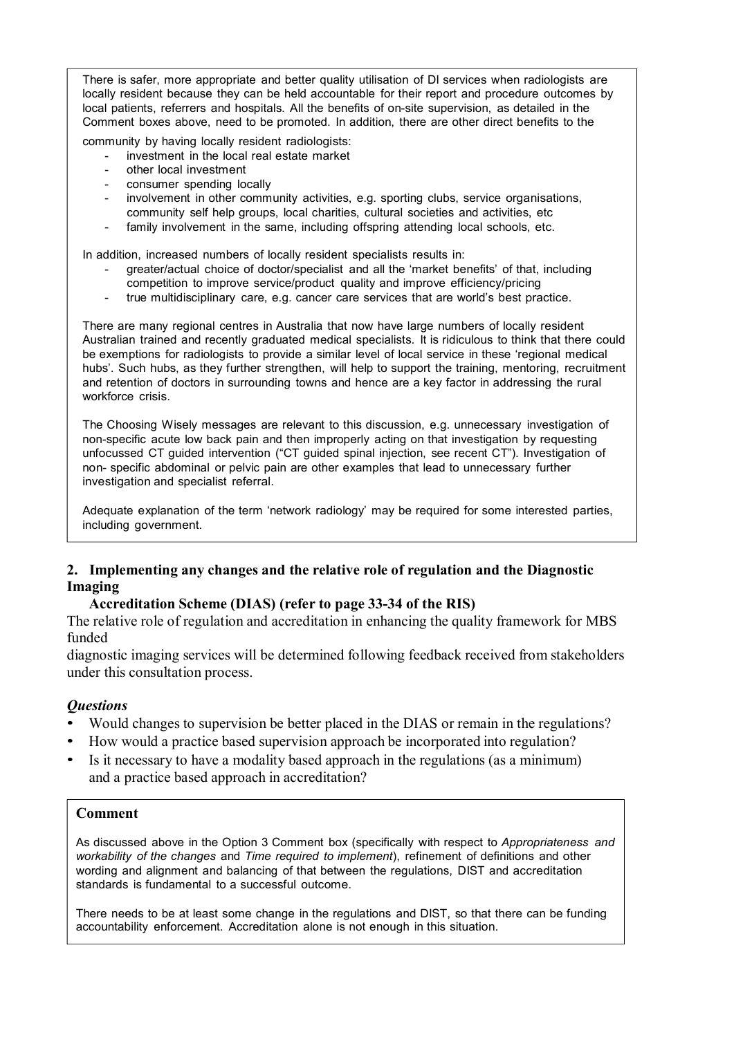There is safer, more appropriate and better quality utilisation of DI services when radiologists are locally resident because they can be held accountable for their report and procedure outcomes by local patients, referrers and hospitals. All the benefits of on-site supervision, as detailed in the Comment boxes above, need to be promoted. In addition, there are other direct benefits to the community by having locally resident radiologists:

- investment in the local real estate market
- other local investment
- consumer spending locally
- involvement in other community activities, e.g. sporting clubs, service organisations, community self help groups, local charities, cultural societies and activities, etc
- family involvement in the same, including offspring attending local schools, etc.

In addition, increased numbers of locally resident specialists results in:

- greater/actual choice of doctor/specialist and all the 'market benefits' of that, including competition to improve service/product quality and improve efficiency/pricing
- true multidisciplinary care, e.g. cancer care services that are world's best practice.

There are many regional centres in Australia that now have large numbers of locally resident Australian trained and recently graduated medical specialists. It is ridiculous to think that there could be exemptions for radiologists to provide a similar level of local service in these 'regional medical hubs'. Such hubs, as they further strengthen, will help to support the training, mentoring, recruitment and retention of doctors in surrounding towns and hence are a key factor in addressing the rural workforce crisis.

The Choosing Wisely messages are relevant to this discussion, e.g. unnecessary investigation of non-specific acute low back pain and then improperly acting on that investigation by requesting unfocussed CT guided intervention ("CT guided spinal injection, see recent CT"). Investigation of non- specific abdominal or pelvic pain are other examples that lead to unnecessary further investigation and specialist referral.

Adequate explanation of the term 'network radiology' may be required for some interested parties, including government.

## 2. Implementing any changes and the relative role of regulation and the Diagnostic Imaging Accreditation Scheme (DIAS) (refer to page 33-34 of the RIS)

The relative role of regulation and accreditation in enhancing the quality framework for MBS funded diagnostic imaging services will be determined following feedback received from stakeholders under this consultation process.

### *Questions*

- Would changes to supervision be better placed in the DIAS or remain in the regulations?
- How would a practice based supervision approach be incorporated into regulation?
- Is it necessary to have a modality based approach in the regulations (as a minimum) and a practice based approach in accreditation?

**Comment**

As discussed above in the Option 3 Comment box (specifically with respect to *Appropriateness and workability of the changes* and *Time required to implement*), refinement of definitions and other wording and alignment and balancing of that between the regulations, DIST and accreditation standards is fundamental to a successful outcome.

There needs to be at least some change in the regulations and DIST, so that there can be funding accountability enforcement. Accreditation alone is not enough in this situation.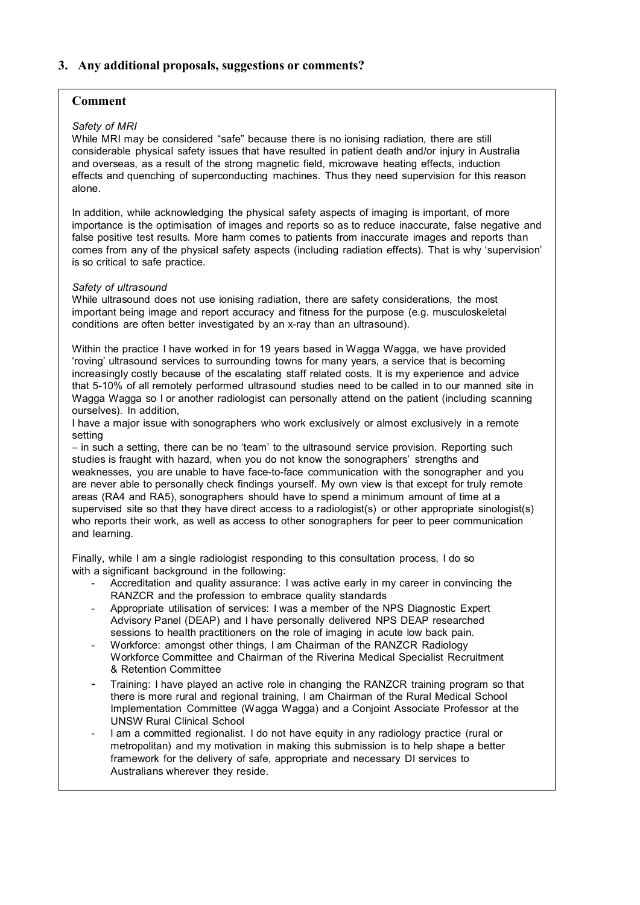## 3. Any additional proposals, suggestions or comments?

### Comment

*Safety of MRI*

While MRI may be considered “safe” because there is no ionising radiation, there are still considerable physical safety issues that have resulted in patient death and/or injury in Australia and overseas, as a result of the strong magnetic field, microwave heating effects, induction effects and quenching of superconducting machines. Thus they need supervision for this reason alone.

In addition, while acknowledging the physical safety aspects of imaging is important, of more importance is the optimisation of images and reports so as to reduce inaccurate, false negative and false positive test results. More harm comes to patients from inaccurate images and reports than comes from any of the physical safety aspects (including radiation effects). That is why ‘supervision’ is so critical to safe practice.

*Safety of ultrasound*

While ultrasound does not use ionising radiation, there are safety considerations, the most important being image and report accuracy and fitness for the purpose (e.g. musculoskeletal conditions are often better investigated by an x-ray than an ultrasound).

Within the practice I have worked in for 19 years based in Wagga Wagga, we have provided ‘roving’ ultrasound services to surrounding towns for many years, a service that is becoming increasingly costly because of the escalating staff related costs. It is my experience and advice that 5-10% of all remotely performed ultrasound studies need to be called in to our manned site in Wagga Wagga so I or another radiologist can personally attend on the patient (including scanning ourselves). In addition,

I have a major issue with sonographers who work exclusively or almost exclusively in a remote setting

– in such a setting, there can be no ‘team’ to the ultrasound service provision. Reporting such studies is fraught with hazard, when you do not know the sonographers’ strengths and weaknesses, you are unable to have face-to-face communication with the sonographer and you are never able to personally check findings yourself. My own view is that except for truly remote areas (RA4 and RA5), sonographers should have to spend a minimum amount of time at a supervised site so that they have direct access to a radiologist(s) or other appropriate sinologist(s) who reports their work, as well as access to other sonographers for peer to peer communication and learning.

Finally, while I am a single radiologist responding to this consultation process, I do so with a significant background in the following:

- Accreditation and quality assurance: I was active early in my career in convincing the RANZCR and the profession to embrace quality standards
- Appropriate utilisation of services: I was a member of the NPS Diagnostic Expert Advisory Panel (DEAP) and I have personally delivered NPS DEAP researched sessions to health practitioners on the role of imaging in acute low back pain.
- Workforce: amongst other things, I am Chairman of the RANZCR Radiology Workforce Committee and Chairman of the Riverina Medical Specialist Recruitment & Retention Committee
- Training: I have played an active role in changing the RANZCR training program so that there is more rural and regional training, I am Chairman of the Rural Medical School Implementation Committee (Wagga Wagga) and a Conjoint Associate Professor at the UNSW Rural Clinical School
- I am a committed regionalist. I do not have equity in any radiology practice (rural or metropolitan) and my motivation in making this submission is to help shape a better framework for the delivery of safe, appropriate and necessary DI services to Australians wherever they reside.